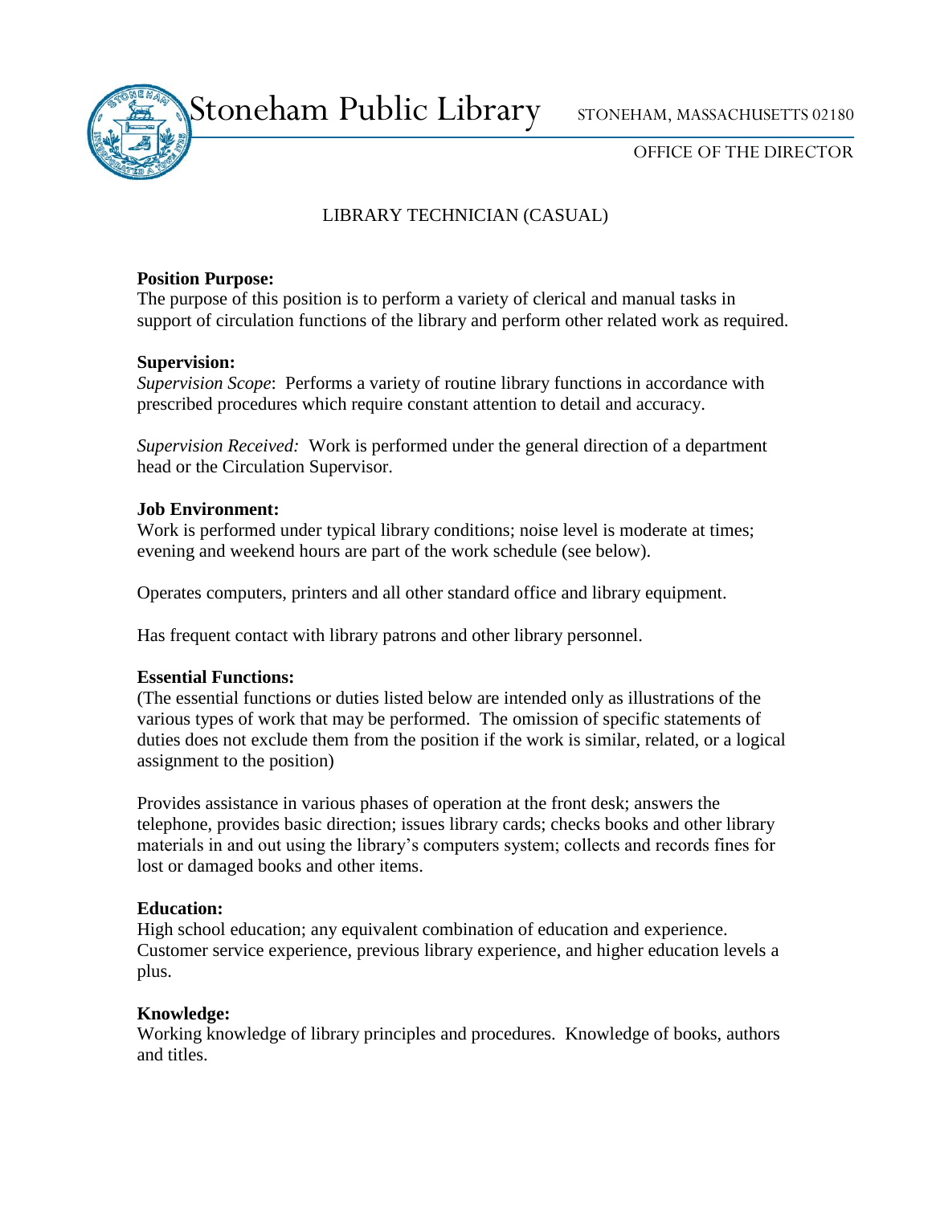Stoneham Public Library

STONEHAM, MASSACHUSETTS 02180

OFFICE OF THE DIRECTOR

# LIBRARY TECHNICIAN (CASUAL)

**Position Purpose:**
The purpose of this position is to perform a variety of clerical and manual tasks in support of circulation functions of the library and perform other related work as required.

**Supervision:**
*Supervision Scope*: Performs a variety of routine library functions in accordance with prescribed procedures which require constant attention to detail and accuracy.

*Supervision Received:* Work is performed under the general direction of a department head or the Circulation Supervisor.

**Job Environment:**
Work is performed under typical library conditions; noise level is moderate at times; evening and weekend hours are part of the work schedule (see below).

Operates computers, printers and all other standard office and library equipment.

Has frequent contact with library patrons and other library personnel.

**Essential Functions:**
(The essential functions or duties listed below are intended only as illustrations of the various types of work that may be performed. The omission of specific statements of duties does not exclude them from the position if the work is similar, related, or a logical assignment to the position)

Provides assistance in various phases of operation at the front desk; answers the telephone, provides basic direction; issues library cards; checks books and other library materials in and out using the library's computers system; collects and records fines for lost or damaged books and other items.

**Education:**
High school education; any equivalent combination of education and experience. Customer service experience, previous library experience, and higher education levels a plus.

**Knowledge:**
Working knowledge of library principles and procedures. Knowledge of books, authors and titles.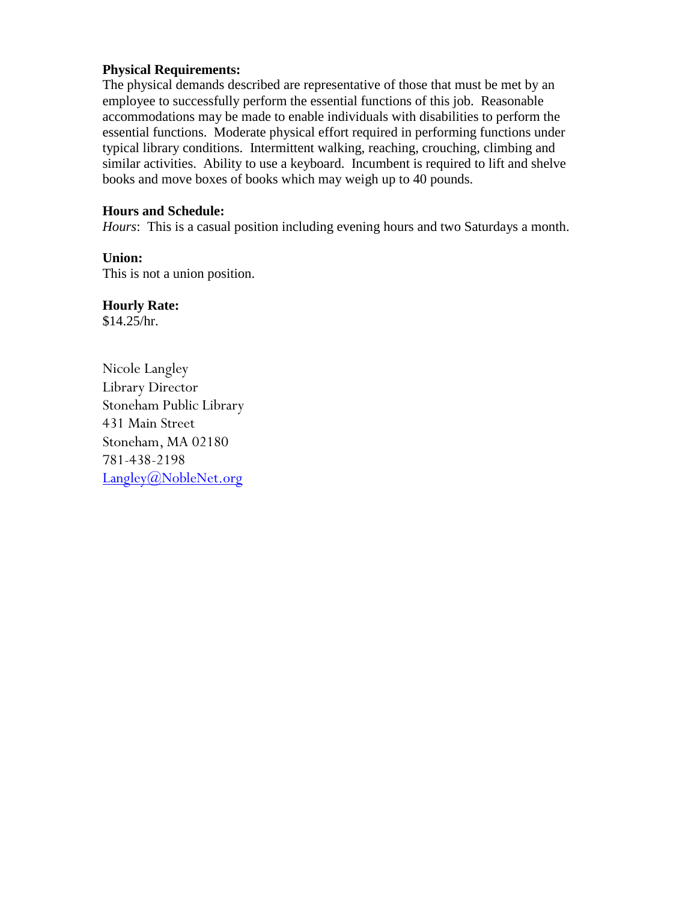**Physical Requirements:**
The physical demands described are representative of those that must be met by an employee to successfully perform the essential functions of this job. Reasonable accommodations may be made to enable individuals with disabilities to perform the essential functions. Moderate physical effort required in performing functions under typical library conditions. Intermittent walking, reaching, crouching, climbing and similar activities. Ability to use a keyboard. Incumbent is required to lift and shelve books and move boxes of books which may weigh up to 40 pounds.

**Hours and Schedule:**
*Hours*: This is a casual position including evening hours and two Saturdays a month.

**Union:**
This is not a union position.

**Hourly Rate:**
$14.25/hr.

Nicole Langley
Library Director
Stoneham Public Library
431 Main Street
Stoneham, MA 02180
781-438-2198
Langley@NobleNet.org